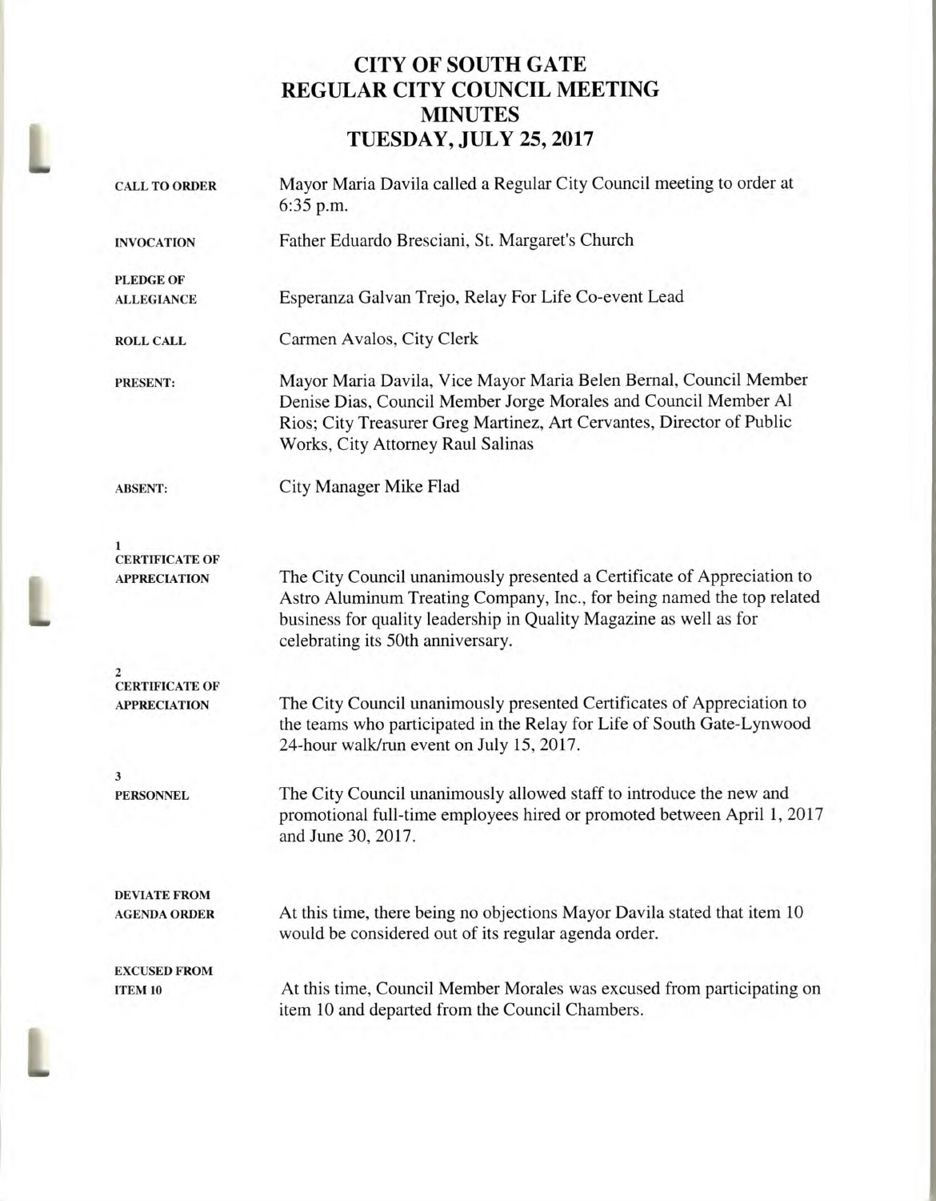# CITY OF SOUTH GATE
# REGULAR CITY COUNCIL MEETING
# MINUTES
# TUESDAY, JULY 25, 2017

**CALL TO ORDER**

Mayor Maria Davila called a Regular City Council meeting to order at 6:35 p.m.

**INVOCATION**

Father Eduardo Bresciani, St. Margaret's Church

**PLEDGE OF ALLEGIANCE**

Esperanza Galvan Trejo, Relay For Life Co-event Lead

**ROLL CALL**

Carmen Avalos, City Clerk

**PRESENT:**

Mayor Maria Davila, Vice Mayor Maria Belen Bernal, Council Member Denise Dias, Council Member Jorge Morales and Council Member Al Rios; City Treasurer Greg Martinez, Art Cervantes, Director of Public Works, City Attorney Raul Salinas

**ABSENT:**

City Manager Mike Flad

**1**
**CERTIFICATE OF APPRECIATION**

The City Council unanimously presented a Certificate of Appreciation to Astro Aluminum Treating Company, Inc., for being named the top related business for quality leadership in Quality Magazine as well as for celebrating its 50th anniversary.

**2**
**CERTIFICATE OF APPRECIATION**

The City Council unanimously presented Certificates of Appreciation to the teams who participated in the Relay for Life of South Gate-Lynwood 24-hour walk/run event on July 15, 2017.

**3**
**PERSONNEL**

The City Council unanimously allowed staff to introduce the new and promotional full-time employees hired or promoted between April 1, 2017 and June 30, 2017.

**DEVIATE FROM AGENDA ORDER**

At this time, there being no objections Mayor Davila stated that item 10 would be considered out of its regular agenda order.

**EXCUSED FROM ITEM 10**

At this time, Council Member Morales was excused from participating on item 10 and departed from the Council Chambers.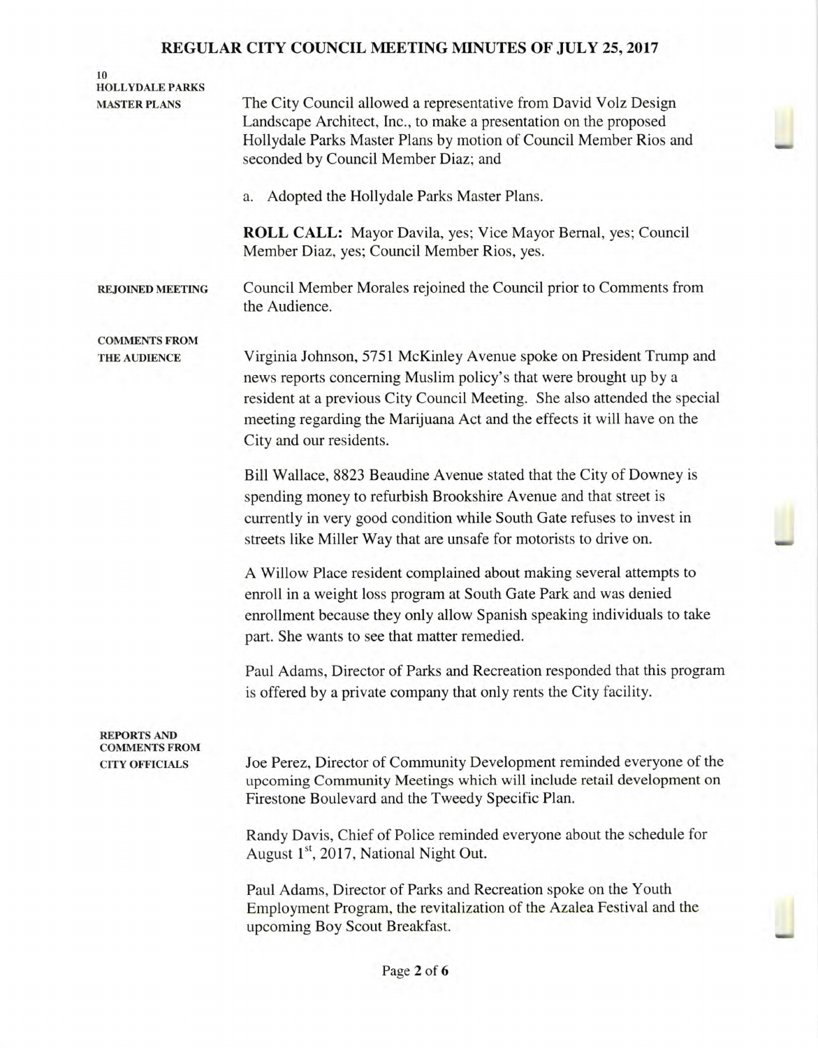# REGULAR CITY COUNCIL MEETING MINUTES OF JULY 25, 2017

**10**
**HOLLYDALE PARKS MASTER PLANS**

The City Council allowed a representative from David Volz Design Landscape Architect, Inc., to make a presentation on the proposed Hollydale Parks Master Plans by motion of Council Member Rios and seconded by Council Member Diaz; and

a. Adopted the Hollydale Parks Master Plans.

**ROLL CALL:** Mayor Davila, yes; Vice Mayor Bernal, yes; Council Member Diaz, yes; Council Member Rios, yes.

**REJOINED MEETING**

Council Member Morales rejoined the Council prior to Comments from the Audience.

**COMMENTS FROM THE AUDIENCE**

Virginia Johnson, 5751 McKinley Avenue spoke on President Trump and news reports concerning Muslim policy's that were brought up by a resident at a previous City Council Meeting. She also attended the special meeting regarding the Marijuana Act and the effects it will have on the City and our residents.

Bill Wallace, 8823 Beaudine Avenue stated that the City of Downey is spending money to refurbish Brookshire Avenue and that street is currently in very good condition while South Gate refuses to invest in streets like Miller Way that are unsafe for motorists to drive on.

A Willow Place resident complained about making several attempts to enroll in a weight loss program at South Gate Park and was denied enrollment because they only allow Spanish speaking individuals to take part. She wants to see that matter remedied.

Paul Adams, Director of Parks and Recreation responded that this program is offered by a private company that only rents the City facility.

**REPORTS AND COMMENTS FROM CITY OFFICIALS**

Joe Perez, Director of Community Development reminded everyone of the upcoming Community Meetings which will include retail development on Firestone Boulevard and the Tweedy Specific Plan.

Randy Davis, Chief of Police reminded everyone about the schedule for August 1st, 2017, National Night Out.

Paul Adams, Director of Parks and Recreation spoke on the Youth Employment Program, the revitalization of the Azalea Festival and the upcoming Boy Scout Breakfast.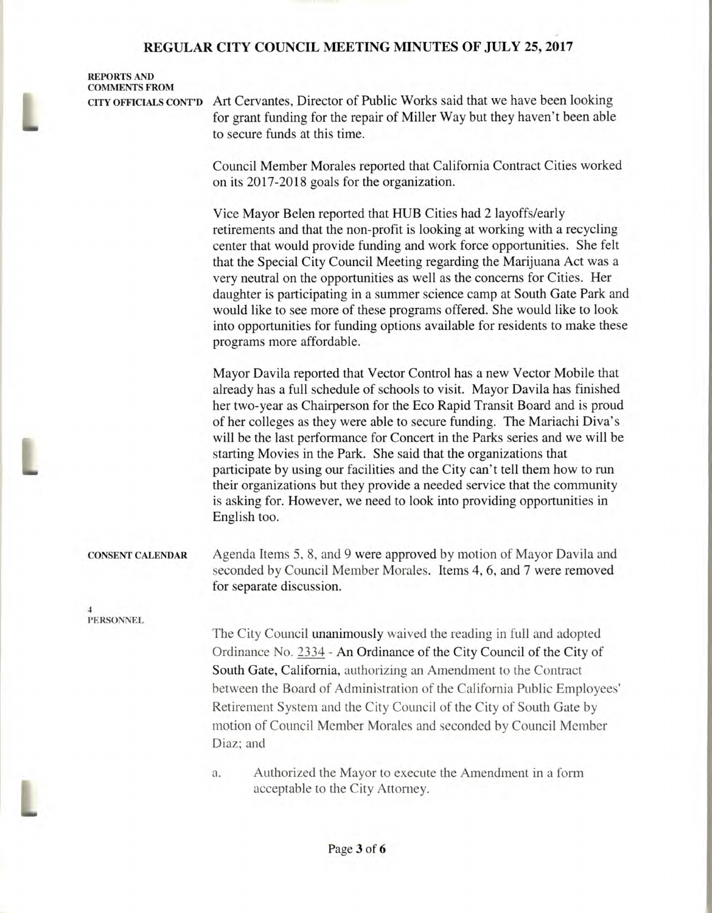**REPORTS AND COMMENTS FROM CITY OFFICIALS CONT'D**

Art Cervantes, Director of Public Works said that we have been looking for grant funding for the repair of Miller Way but they haven't been able to secure funds at this time.

Council Member Morales reported that California Contract Cities worked on its 2017-2018 goals for the organization.

Vice Mayor Belen reported that HUB Cities had 2 layoffs/early retirements and that the non-profit is looking at working with a recycling center that would provide funding and work force opportunities. She felt that the Special City Council Meeting regarding the Marijuana Act was a very neutral on the opportunities as well as the concerns for Cities. Her daughter is participating in a summer science camp at South Gate Park and would like to see more of these programs offered. She would like to look into opportunities for funding options available for residents to make these programs more affordable.

Mayor Davila reported that Vector Control has a new Vector Mobile that already has a full schedule of schools to visit. Mayor Davila has finished her two-year as Chairperson for the Eco Rapid Transit Board and is proud of her colleges as they were able to secure funding. The Mariachi Diva's will be the last performance for Concert in the Parks series and we will be starting Movies in the Park. She said that the organizations that participate by using our facilities and the City can't tell them how to run their organizations but they provide a needed service that the community is asking for. However, we need to look into providing opportunities in English too.

**CONSENT CALENDAR**

Agenda Items 5, 8, and 9 were approved by motion of Mayor Davila and seconded by Council Member Morales. Items 4, 6, and 7 were removed for separate discussion.

**4**
**PERSONNEL**

The City Council unanimously waived the reading in full and adopted Ordinance No. 2334 - An Ordinance of the City Council of the City of South Gate, California, authorizing an Amendment to the Contract between the Board of Administration of the California Public Employees' Retirement System and the City Council of the City of South Gate by motion of Council Member Morales and seconded by Council Member Diaz; and

a. Authorized the Mayor to execute the Amendment in a form acceptable to the City Attorney.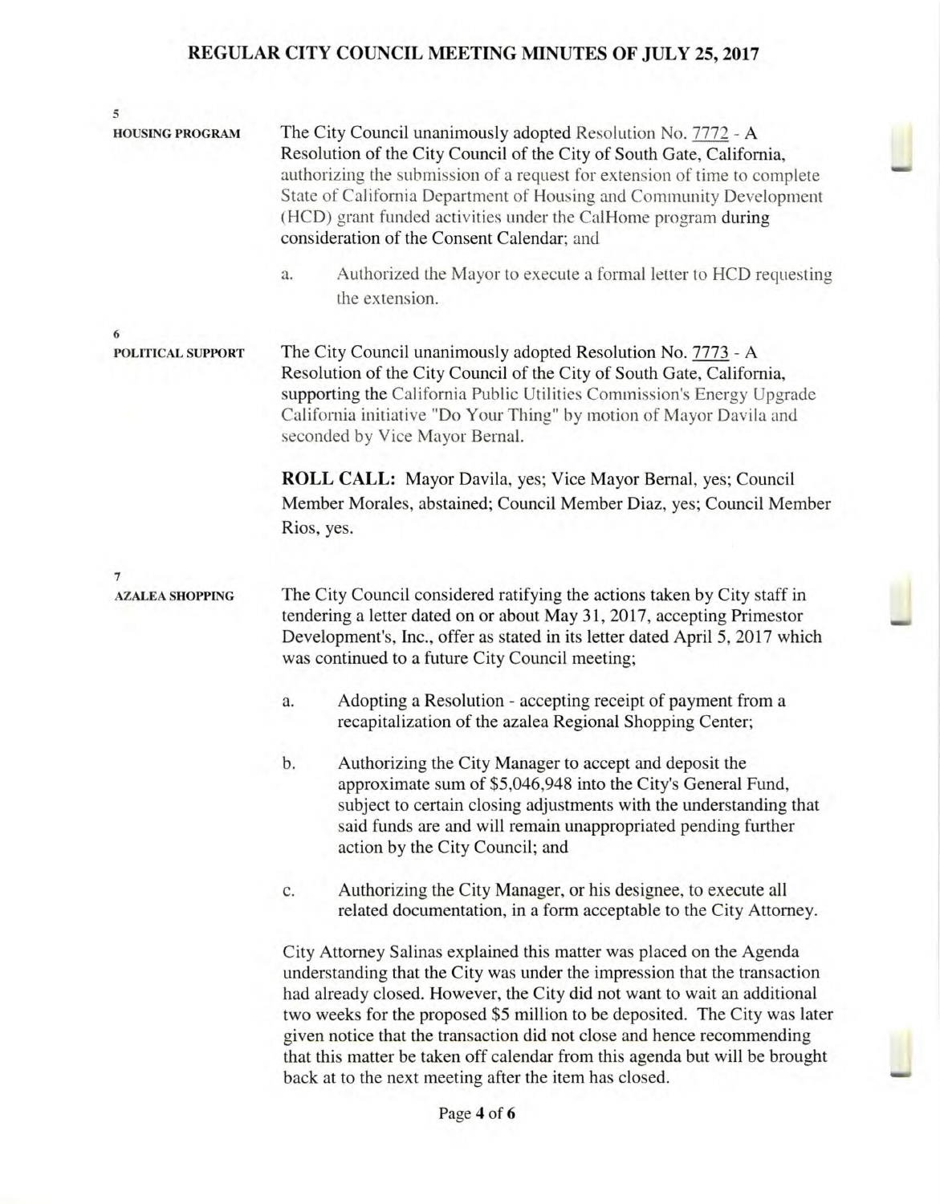**5**
**HOUSING PROGRAM**

The City Council unanimously adopted Resolution No. 7772 - A Resolution of the City Council of the City of South Gate, California, authorizing the submission of a request for extension of time to complete State of California Department of Housing and Community Development (HCD) grant funded activities under the CalHome program during consideration of the Consent Calendar; and

a. Authorized the Mayor to execute a formal letter to HCD requesting the extension.

**6**
**POLITICAL SUPPORT**

The City Council unanimously adopted Resolution No. 7773 - A Resolution of the City Council of the City of South Gate, California, supporting the California Public Utilities Commission's Energy Upgrade California initiative "Do Your Thing" by motion of Mayor Davila and seconded by Vice Mayor Bernal.

**ROLL CALL:** Mayor Davila, yes; Vice Mayor Bernal, yes; Council Member Morales, abstained; Council Member Diaz, yes; Council Member Rios, yes.

**7**
**AZALEA SHOPPING**

The City Council considered ratifying the actions taken by City staff in tendering a letter dated on or about May 31, 2017, accepting Primestor Development's, Inc., offer as stated in its letter dated April 5, 2017 which was continued to a future City Council meeting;

a. Adopting a Resolution - accepting receipt of payment from a recapitalization of the azalea Regional Shopping Center;

b. Authorizing the City Manager to accept and deposit the approximate sum of $5,046,948 into the City's General Fund, subject to certain closing adjustments with the understanding that said funds are and will remain unappropriated pending further action by the City Council; and

c. Authorizing the City Manager, or his designee, to execute all related documentation, in a form acceptable to the City Attorney.

City Attorney Salinas explained this matter was placed on the Agenda understanding that the City was under the impression that the transaction had already closed. However, the City did not want to wait an additional two weeks for the proposed $5 million to be deposited. The City was later given notice that the transaction did not close and hence recommending that this matter be taken off calendar from this agenda but will be brought back at to the next meeting after the item has closed.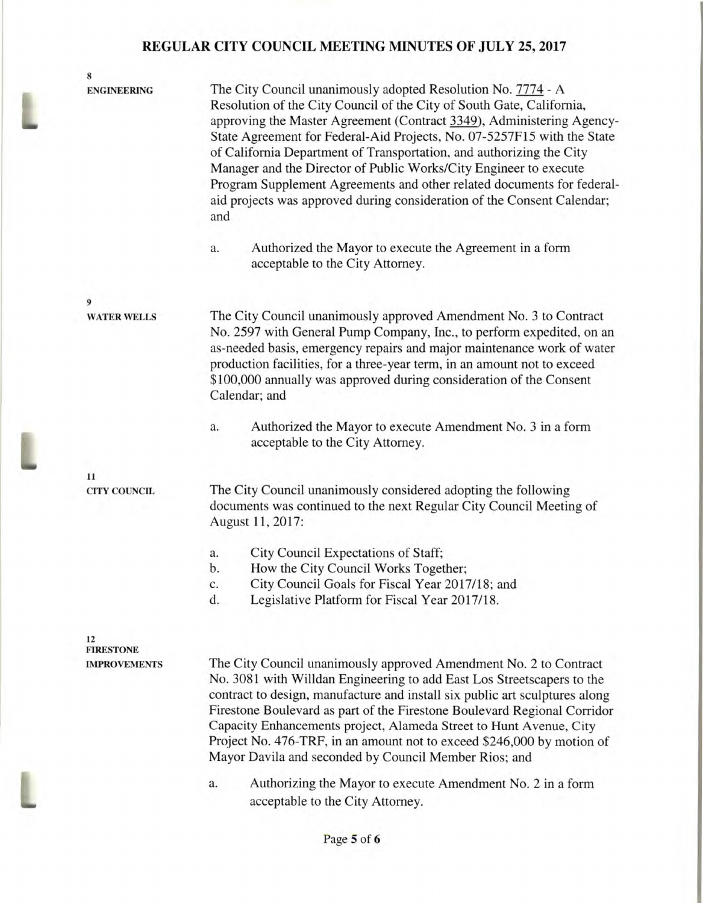# REGULAR CITY COUNCIL MEETING MINUTES OF JULY 25, 2017

**8**
**ENGINEERING**

The City Council unanimously adopted Resolution No. 7774 - A Resolution of the City Council of the City of South Gate, California, approving the Master Agreement (Contract 3349), Administering Agency-State Agreement for Federal-Aid Projects, No. 07-5257F15 with the State of California Department of Transportation, and authorizing the City Manager and the Director of Public Works/City Engineer to execute Program Supplement Agreements and other related documents for federal-aid projects was approved during consideration of the Consent Calendar; and

a. Authorized the Mayor to execute the Agreement in a form acceptable to the City Attorney.

**9**
**WATER WELLS**

The City Council unanimously approved Amendment No. 3 to Contract No. 2597 with General Pump Company, Inc., to perform expedited, on an as-needed basis, emergency repairs and major maintenance work of water production facilities, for a three-year term, in an amount not to exceed $100,000 annually was approved during consideration of the Consent Calendar; and

a. Authorized the Mayor to execute Amendment No. 3 in a form acceptable to the City Attorney.

**11**
**CITY COUNCIL**

The City Council unanimously considered adopting the following documents was continued to the next Regular City Council Meeting of August 11, 2017:

a. City Council Expectations of Staff;
b. How the City Council Works Together;
c. City Council Goals for Fiscal Year 2017/18; and
d. Legislative Platform for Fiscal Year 2017/18.

**12**
**FIRESTONE IMPROVEMENTS**

The City Council unanimously approved Amendment No. 2 to Contract No. 3081 with Willdan Engineering to add East Los Streetscapers to the contract to design, manufacture and install six public art sculptures along Firestone Boulevard as part of the Firestone Boulevard Regional Corridor Capacity Enhancements project, Alameda Street to Hunt Avenue, City Project No. 476-TRF, in an amount not to exceed $246,000 by motion of Mayor Davila and seconded by Council Member Rios; and

a. Authorizing the Mayor to execute Amendment No. 2 in a form acceptable to the City Attorney.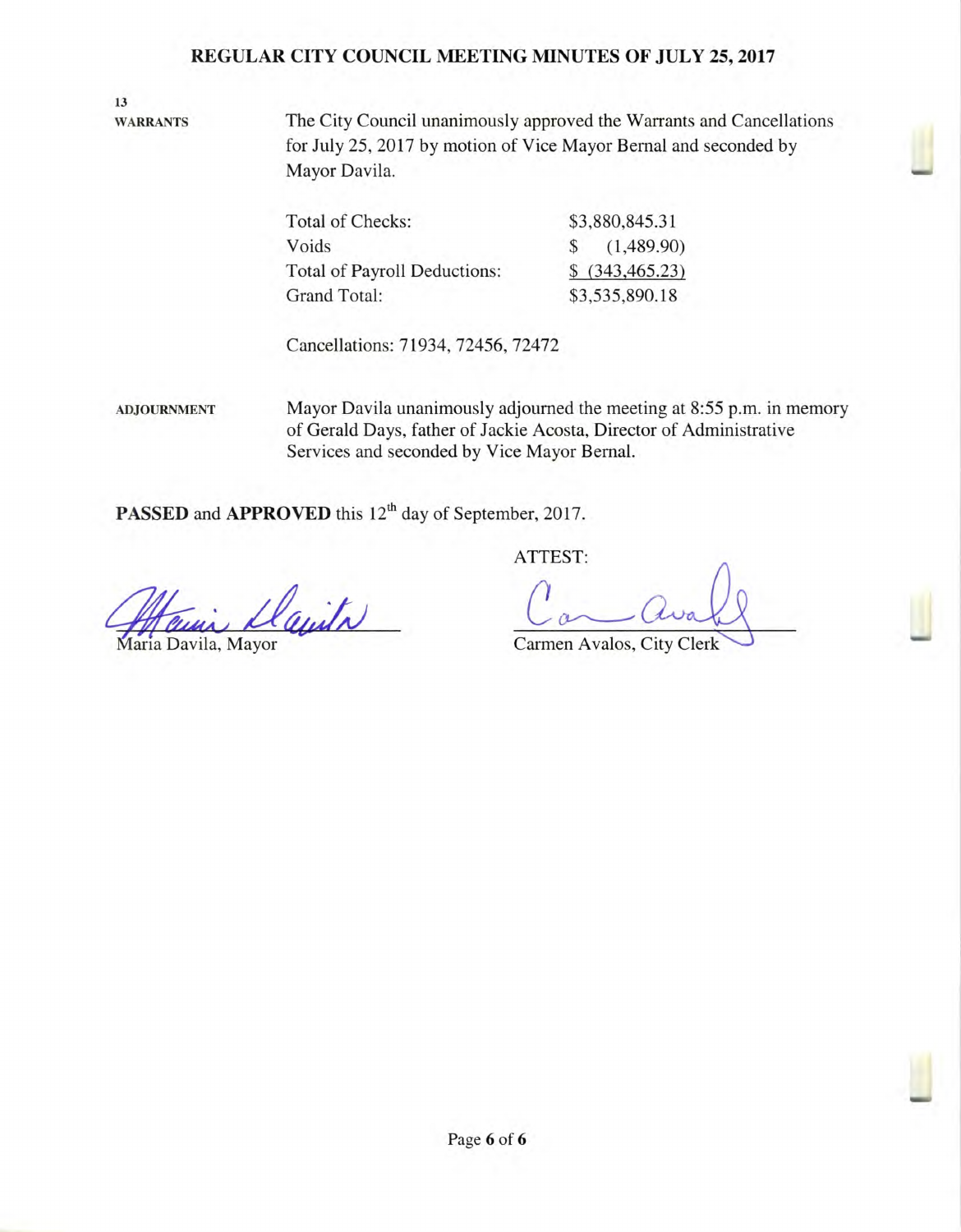**13**
**WARRANTS**

The City Council unanimously approved the Warrants and Cancellations for July 25, 2017 by motion of Vice Mayor Bernal and seconded by Mayor Davila.

| | |
|---|---|
| Total of Checks: | $3,880,845.31 |
| Voids | $ (1,489.90) |
| Total of Payroll Deductions: | $ (343,465.23) |
| Grand Total: | $3,535,890.18 |

Cancellations: 71934, 72456, 72472

**ADJOURNMENT**

Mayor Davila unanimously adjourned the meeting at 8:55 p.m. in memory of Gerald Days, father of Jackie Acosta, Director of Administrative Services and seconded by Vice Mayor Bernal.

**PASSED** and **APPROVED** this 12th day of September, 2017.

ATTEST:

Maria Davila, Mayor

Carmen Avalos, City Clerk